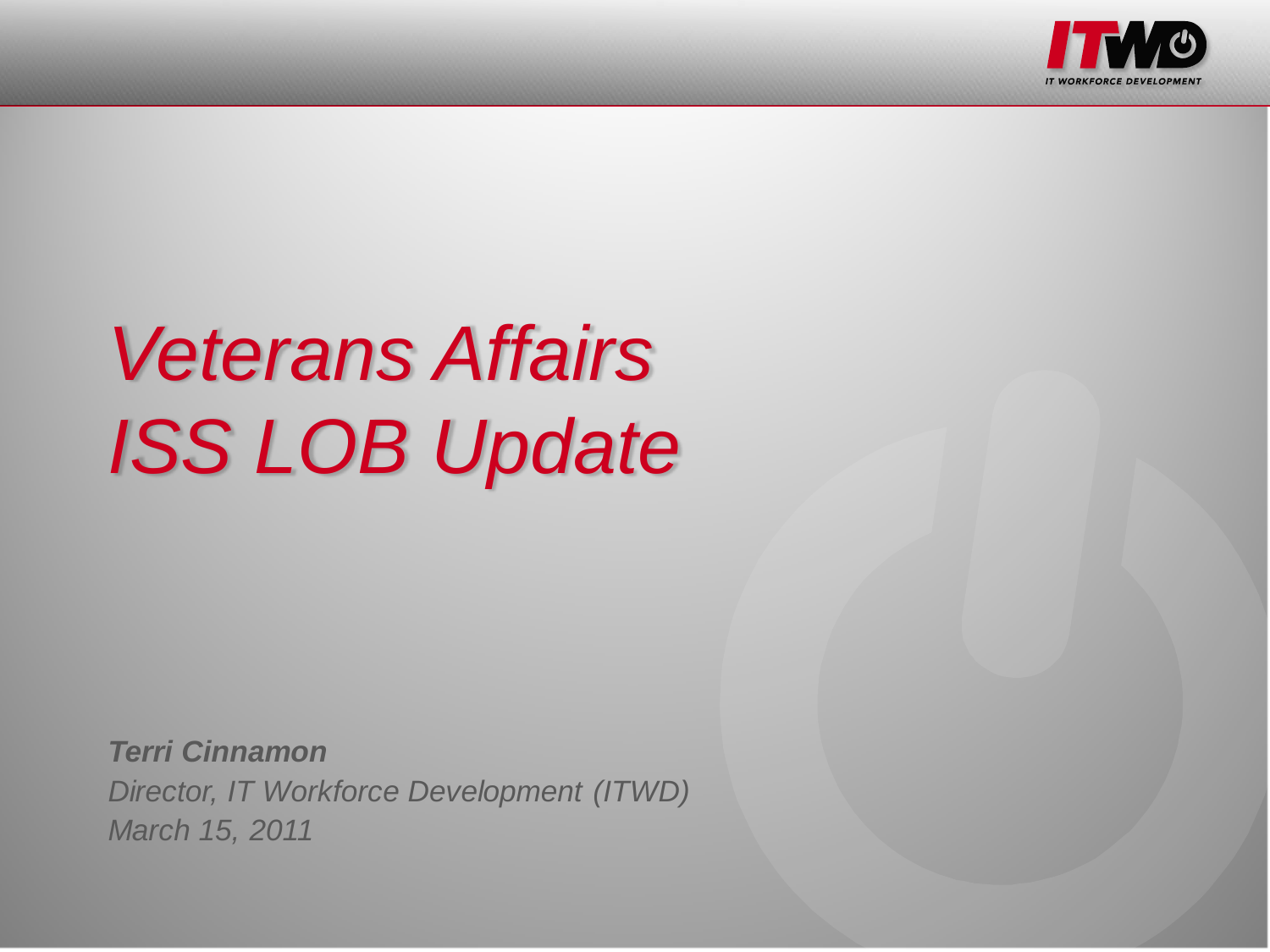# *Veterans Affairs ISS LOB Update*

***Terri Cinnamon***

*Director, IT Workforce Development (ITWD)*

*March 15, 2011*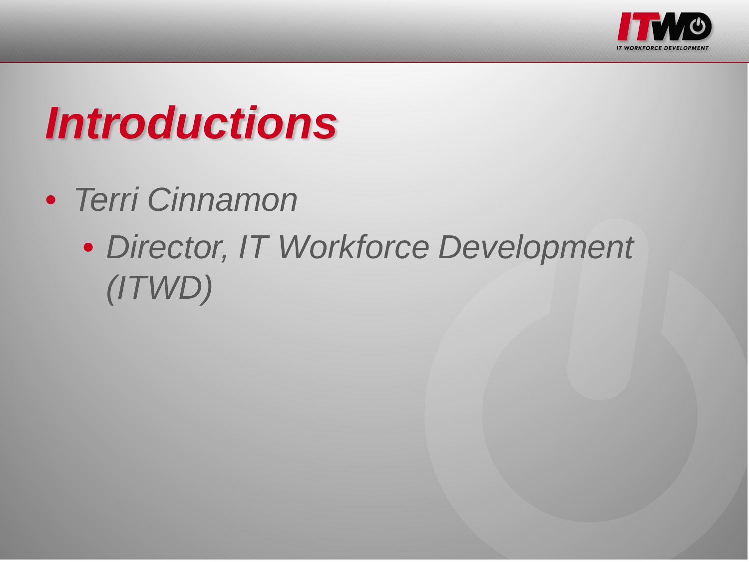# *Introductions*

- *Terri Cinnamon*
  - *Director, IT Workforce Development (ITWD)*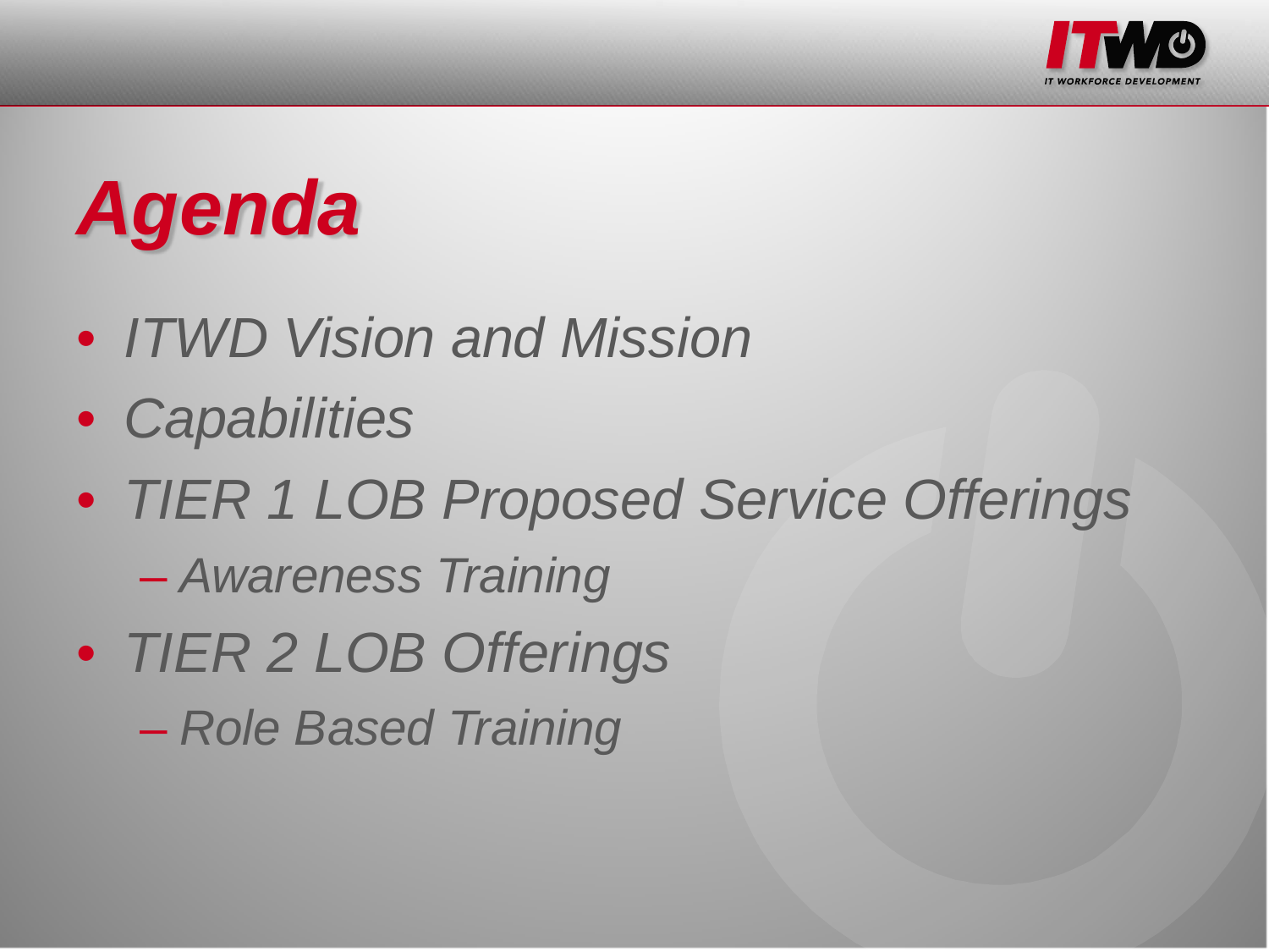# *Agenda*

- *ITWD Vision and Mission*
- *Capabilities*
- *TIER 1 LOB Proposed Service Offerings*
  - *Awareness Training*
- *TIER 2 LOB Offerings*
  - *Role Based Training*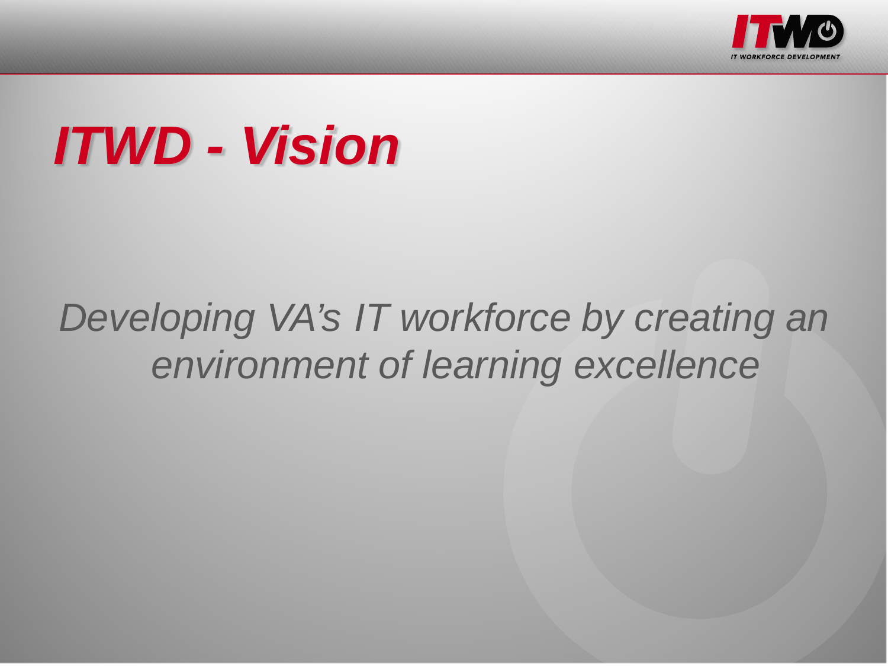# *ITWD - Vision*

*Developing VA's IT workforce by creating an environment of learning excellence*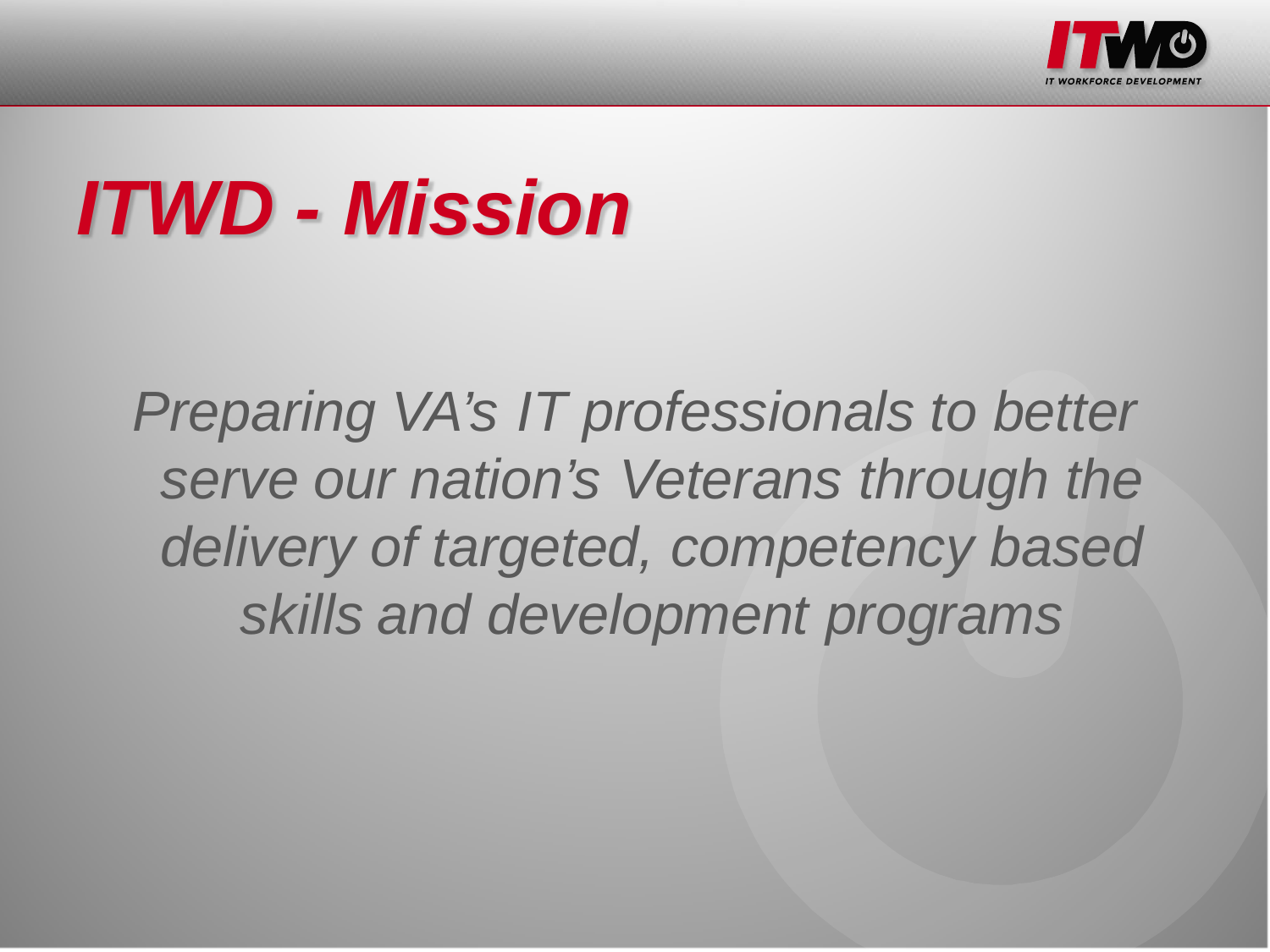# *ITWD - Mission*

*Preparing VA's IT professionals to better serve our nation's Veterans through the delivery of targeted, competency based skills and development programs*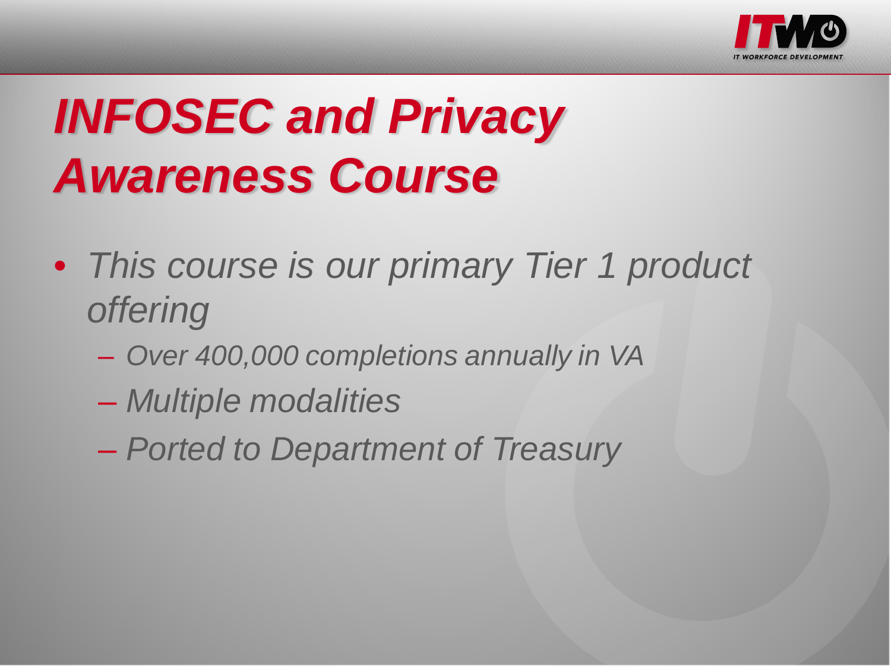# *INFOSEC and Privacy Awareness Course*

- *This course is our primary Tier 1 product offering*
  - *Over 400,000 completions annually in VA*
  - *Multiple modalities*
  - *Ported to Department of Treasury*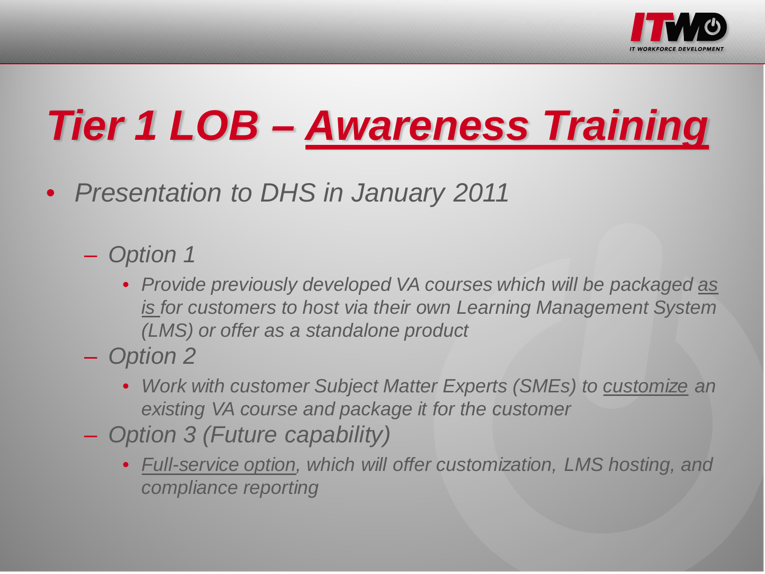# *Tier 1 LOB – Awareness Training*

- *Presentation to DHS in January 2011*
  - *Option 1*
    - *Provide previously developed VA courses which will be packaged as is for customers to host via their own Learning Management System (LMS) or offer as a standalone product*
  - *Option 2*
    - *Work with customer Subject Matter Experts (SMEs) to customize an existing VA course and package it for the customer*
  - *Option 3 (Future capability)*
    - *Full-service option, which will offer customization, LMS hosting, and compliance reporting*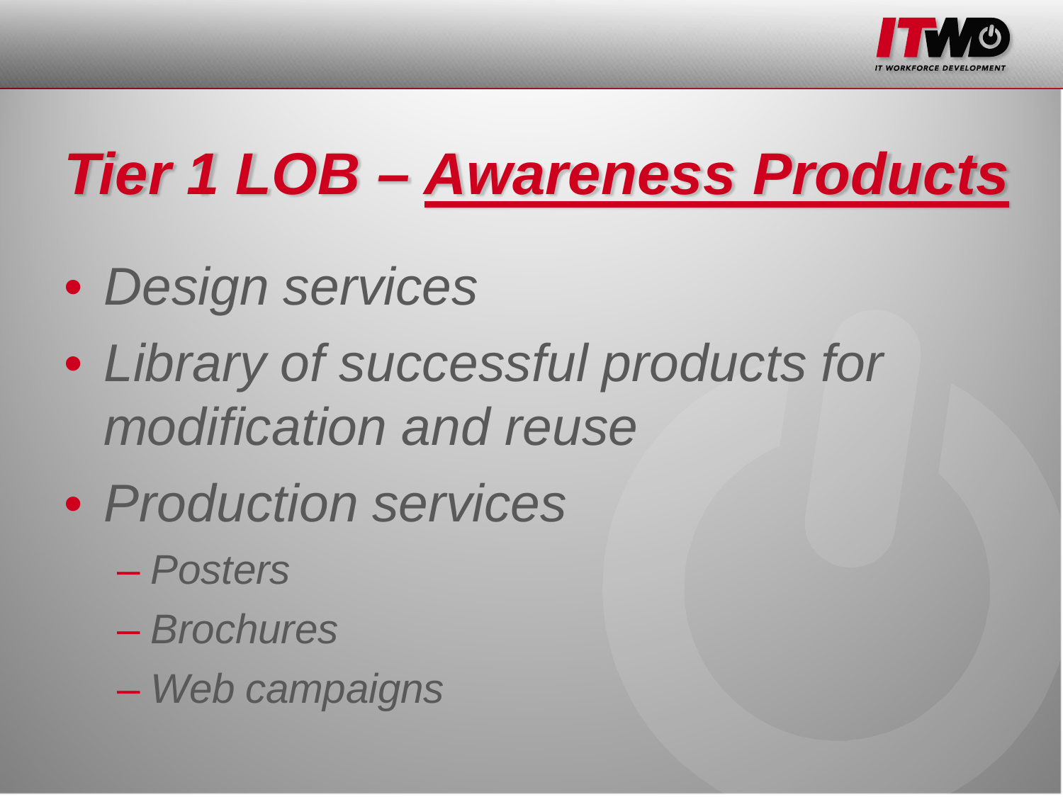# *Tier 1 LOB – Awareness Products*

- *Design services*
- *Library of successful products for modification and reuse*
- *Production services*
  - *Posters*
  - *Brochures*
  - *Web campaigns*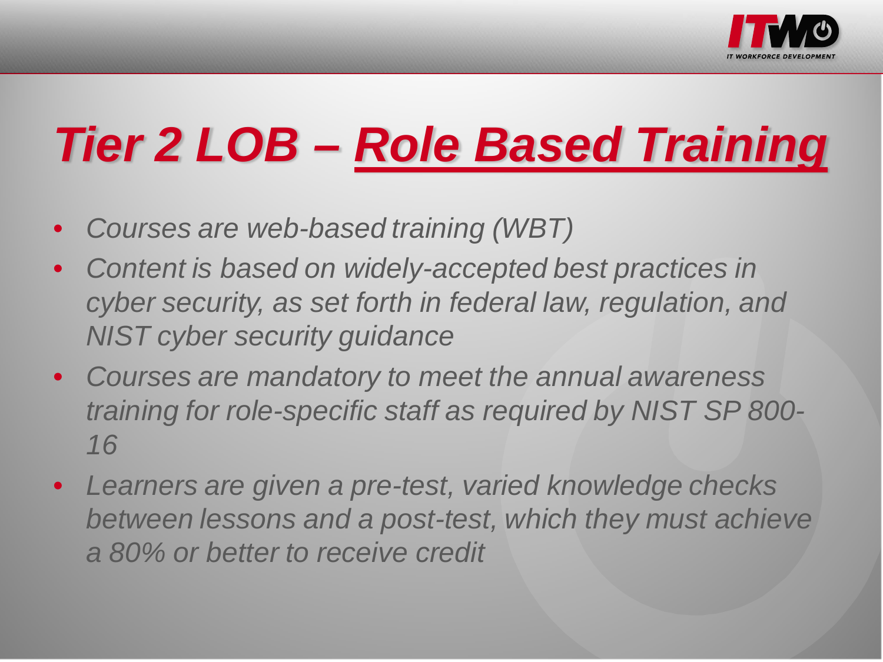# *Tier 2 LOB – Role Based Training*

- *Courses are web-based training (WBT)*
- *Content is based on widely-accepted best practices in cyber security, as set forth in federal law, regulation, and NIST cyber security guidance*
- *Courses are mandatory to meet the annual awareness training for role-specific staff as required by NIST SP 800-16*
- *Learners are given a pre-test, varied knowledge checks between lessons and a post-test, which they must achieve a 80% or better to receive credit*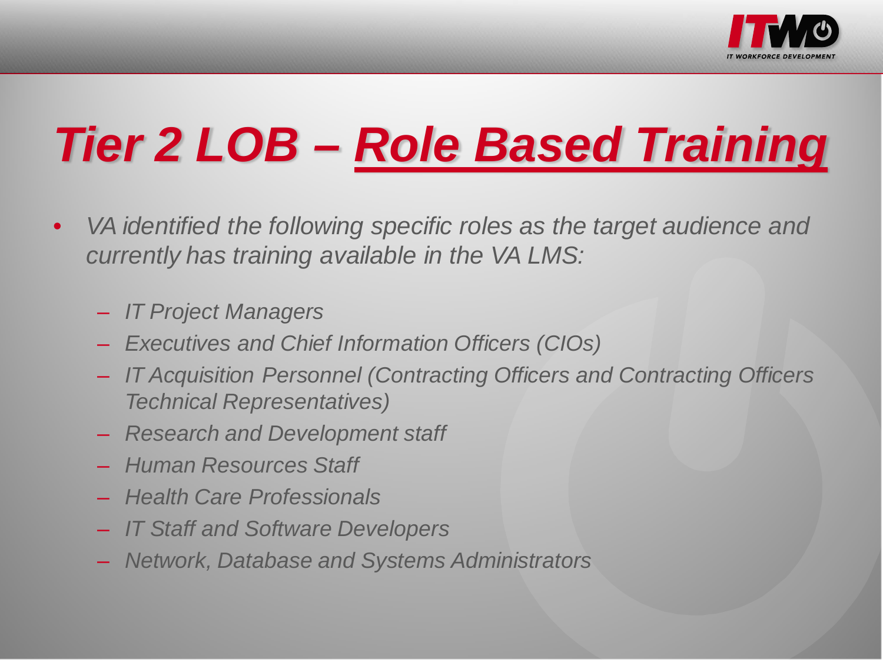# *Tier 2 LOB – Role Based Training*

- *VA identified the following specific roles as the target audience and currently has training available in the VA LMS:*
  - *IT Project Managers*
  - *Executives and Chief Information Officers (CIOs)*
  - *IT Acquisition Personnel (Contracting Officers and Contracting Officers Technical Representatives)*
  - *Research and Development staff*
  - *Human Resources Staff*
  - *Health Care Professionals*
  - *IT Staff and Software Developers*
  - *Network, Database and Systems Administrators*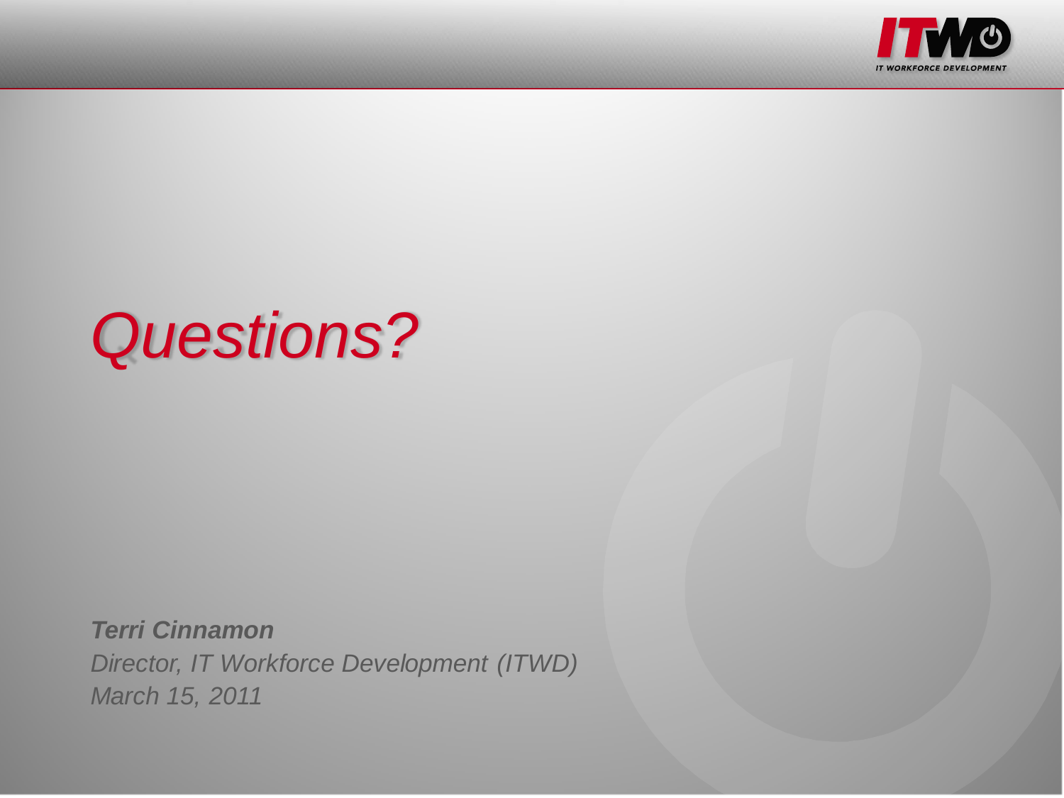# *Questions?*

***Terri Cinnamon***

*Director, IT Workforce Development (ITWD)*

*March 15, 2011*